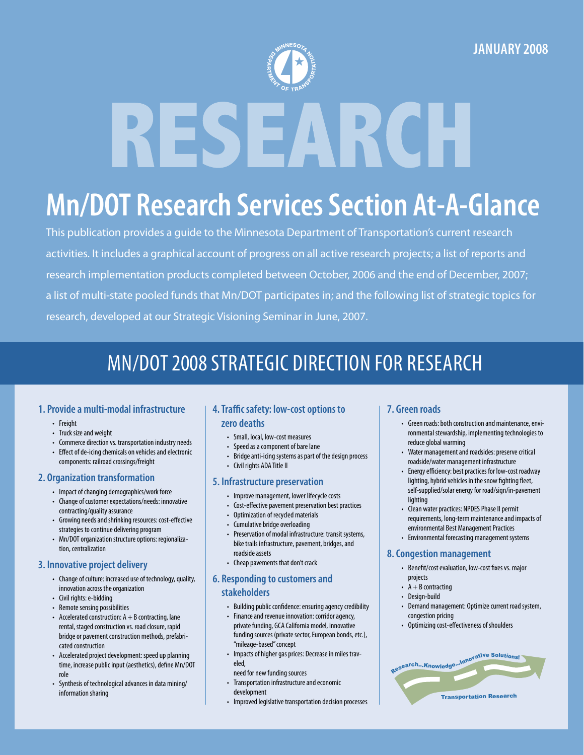JANUARY 2008

# RESEARCH

# Mn/DOT Research Services Section At-A-Glance

This publication provides a guide to the Minnesota Department of Transportation's current research activities. It includes a graphical account of progress on all active research projects; a list of reports and research implementation products completed between October, 2006 and the end of December, 2007; a list of multi-state pooled funds that Mn/DOT participates in; and the following list of strategic topics for research, developed at our Strategic Visioning Seminar in June, 2007.

## MN/DOT 2008 STRATEGIC DIRECTION FOR RESEARCH

### 1. Provide a multi-modal infrastructure

- Freight
- Truck size and weight
- Commerce direction vs. transportation industry needs
- Effect of de-icing chemicals on vehicles and electronic components: railroad crossings/freight

### 2. Organization transformation

- Impact of changing demographics/work force
- Change of customer expectations/needs: innovative contracting/quality assurance
- Growing needs and shrinking resources: cost-effective strategies to continue delivering program
- Mn/DOT organization structure options: regionalization, centralization

### 3. Innovative project delivery

- Change of culture: increased use of technology, quality, innovation across the organization
- Civil rights: e-bidding
- Remote sensing possibilities
- Accelerated construction: A + B contracting, lane rental, staged construction vs. road closure, rapid bridge or pavement construction methods, prefabricated construction
- Accelerated project development: speed up planning time, increase public input (aesthetics), define Mn/DOT role
- Synthesis of technological advances in data mining/information sharing

### 4. Traffic safety: low-cost options to zero deaths

- Small, local, low-cost measures
- Speed as a component of bare lane
- Bridge anti-icing systems as part of the design process
- Civil rights ADA Title II

### 5. Infrastructure preservation

- Improve management, lower lifecycle costs
- Cost-effective pavement preservation best practices
- Optimization of recycled materials
- Cumulative bridge overloading
- Preservation of modal infrastructure: transit systems, bike trails infrastructure, pavement, bridges, and roadside assets
- Cheap pavements that don't crack

### 6. Responding to customers and stakeholders

- Building public confidence: ensuring agency credibility
- Finance and revenue innovation: corridor agency, private funding, GCA California model, innovative funding sources (private sector, European bonds, etc.), "mileage-based" concept
- Impacts of higher gas prices: Decrease in miles traveled, need for new funding sources
- Transportation infrastructure and economic development
- Improved legislative transportation decision processes

### 7. Green roads

- Green roads: both construction and maintenance, environmental stewardship, implementing technologies to reduce global warming
- Water management and roadsides: preserve critical roadside/water management infrastructure
- Energy efficiency: best practices for low-cost roadway lighting, hybrid vehicles in the snow fighting fleet, self-supplied/solar energy for road/sign/in-pavement lighting
- Clean water practices: NPDES Phase II permit requirements, long-term maintenance and impacts of environmental Best Management Practices
- Environmental forecasting management systems

### 8. Congestion management

- Benefit/cost evaluation, low-cost fixes vs. major projects
- A + B contracting
- Design-build
- Demand management: Optimize current road system, congestion pricing
- Optimizing cost-effectiveness of shoulders

Research...Knowledge...Innovative Solutions!

Transportation Research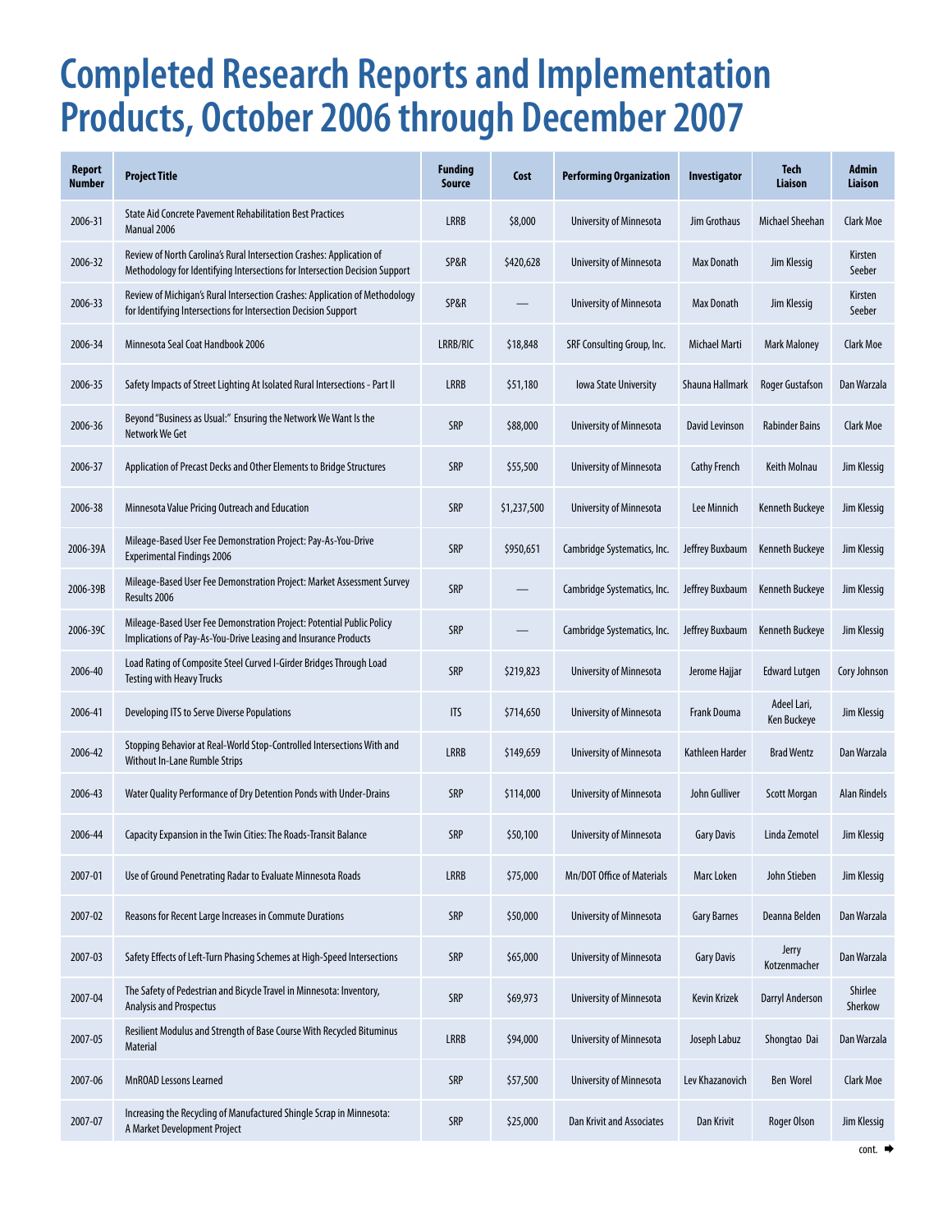# Completed Research Reports and Implementation Products, October 2006 through December 2007

| Report Number | Project Title | Funding Source | Cost | Performing Organization | Investigator | Tech Liaison | Admin Liaison |
|---|---|---|---|---|---|---|---|
| 2006-31 | State Aid Concrete Pavement Rehabilitation Best Practices Manual 2006 | LRRB | $8,000 | University of Minnesota | Jim Grothaus | Michael Sheehan | Clark Moe |
| 2006-32 | Review of North Carolina's Rural Intersection Crashes: Application of Methodology for Identifying Intersections for Intersection Decision Support | SP&R | $420,628 | University of Minnesota | Max Donath | Jim Klessig | Kirsten Seeber |
| 2006-33 | Review of Michigan's Rural Intersection Crashes: Application of Methodology for Identifying Intersections for Intersection Decision Support | SP&R | — | University of Minnesota | Max Donath | Jim Klessig | Kirsten Seeber |
| 2006-34 | Minnesota Seal Coat Handbook 2006 | LRRB/RIC | $18,848 | SRF Consulting Group, Inc. | Michael Marti | Mark Maloney | Clark Moe |
| 2006-35 | Safety Impacts of Street Lighting At Isolated Rural Intersections - Part II | LRRB | $51,180 | Iowa State University | Shauna Hallmark | Roger Gustafson | Dan Warzala |
| 2006-36 | Beyond "Business as Usual:" Ensuring the Network We Want Is the Network We Get | SRP | $88,000 | University of Minnesota | David Levinson | Rabinder Bains | Clark Moe |
| 2006-37 | Application of Precast Decks and Other Elements to Bridge Structures | SRP | $55,500 | University of Minnesota | Cathy French | Keith Molnau | Jim Klessig |
| 2006-38 | Minnesota Value Pricing Outreach and Education | SRP | $1,237,500 | University of Minnesota | Lee Minnich | Kenneth Buckeye | Jim Klessig |
| 2006-39A | Mileage-Based User Fee Demonstration Project: Pay-As-You-Drive Experimental Findings 2006 | SRP | $950,651 | Cambridge Systematics, Inc. | Jeffrey Buxbaum | Kenneth Buckeye | Jim Klessig |
| 2006-39B | Mileage-Based User Fee Demonstration Project: Market Assessment Survey Results 2006 | SRP | — | Cambridge Systematics, Inc. | Jeffrey Buxbaum | Kenneth Buckeye | Jim Klessig |
| 2006-39C | Mileage-Based User Fee Demonstration Project: Potential Public Policy Implications of Pay-As-You-Drive Leasing and Insurance Products | SRP | — | Cambridge Systematics, Inc. | Jeffrey Buxbaum | Kenneth Buckeye | Jim Klessig |
| 2006-40 | Load Rating of Composite Steel Curved I-Girder Bridges Through Load Testing with Heavy Trucks | SRP | $219,823 | University of Minnesota | Jerome Hajjar | Edward Lutgen | Cory Johnson |
| 2006-41 | Developing ITS to Serve Diverse Populations | ITS | $714,650 | University of Minnesota | Frank Douma | Adeel Lari, Ken Buckeye | Jim Klessig |
| 2006-42 | Stopping Behavior at Real-World Stop-Controlled Intersections With and Without In-Lane Rumble Strips | LRRB | $149,659 | University of Minnesota | Kathleen Harder | Brad Wentz | Dan Warzala |
| 2006-43 | Water Quality Performance of Dry Detention Ponds with Under-Drains | SRP | $114,000 | University of Minnesota | John Gulliver | Scott Morgan | Alan Rindels |
| 2006-44 | Capacity Expansion in the Twin Cities: The Roads-Transit Balance | SRP | $50,100 | University of Minnesota | Gary Davis | Linda Zemotel | Jim Klessig |
| 2007-01 | Use of Ground Penetrating Radar to Evaluate Minnesota Roads | LRRB | $75,000 | Mn/DOT Office of Materials | Marc Loken | John Stieben | Jim Klessig |
| 2007-02 | Reasons for Recent Large Increases in Commute Durations | SRP | $50,000 | University of Minnesota | Gary Barnes | Deanna Belden | Dan Warzala |
| 2007-03 | Safety Effects of Left-Turn Phasing Schemes at High-Speed Intersections | SRP | $65,000 | University of Minnesota | Gary Davis | Jerry Kotzenmacher | Dan Warzala |
| 2007-04 | The Safety of Pedestrian and Bicycle Travel in Minnesota: Inventory, Analysis and Prospectus | SRP | $69,973 | University of Minnesota | Kevin Krizek | Darryl Anderson | Shirlee Sherkow |
| 2007-05 | Resilient Modulus and Strength of Base Course With Recycled Bituminus Material | LRRB | $94,000 | University of Minnesota | Joseph Labuz | Shongtao Dai | Dan Warzala |
| 2007-06 | MnROAD Lessons Learned | SRP | $57,500 | University of Minnesota | Lev Khazanovich | Ben Worel | Clark Moe |
| 2007-07 | Increasing the Recycling of Manufactured Shingle Scrap in Minnesota: A Market Development Project | SRP | $25,000 | Dan Krivit and Associates | Dan Krivit | Roger Olson | Jim Klessig |

cont. ➡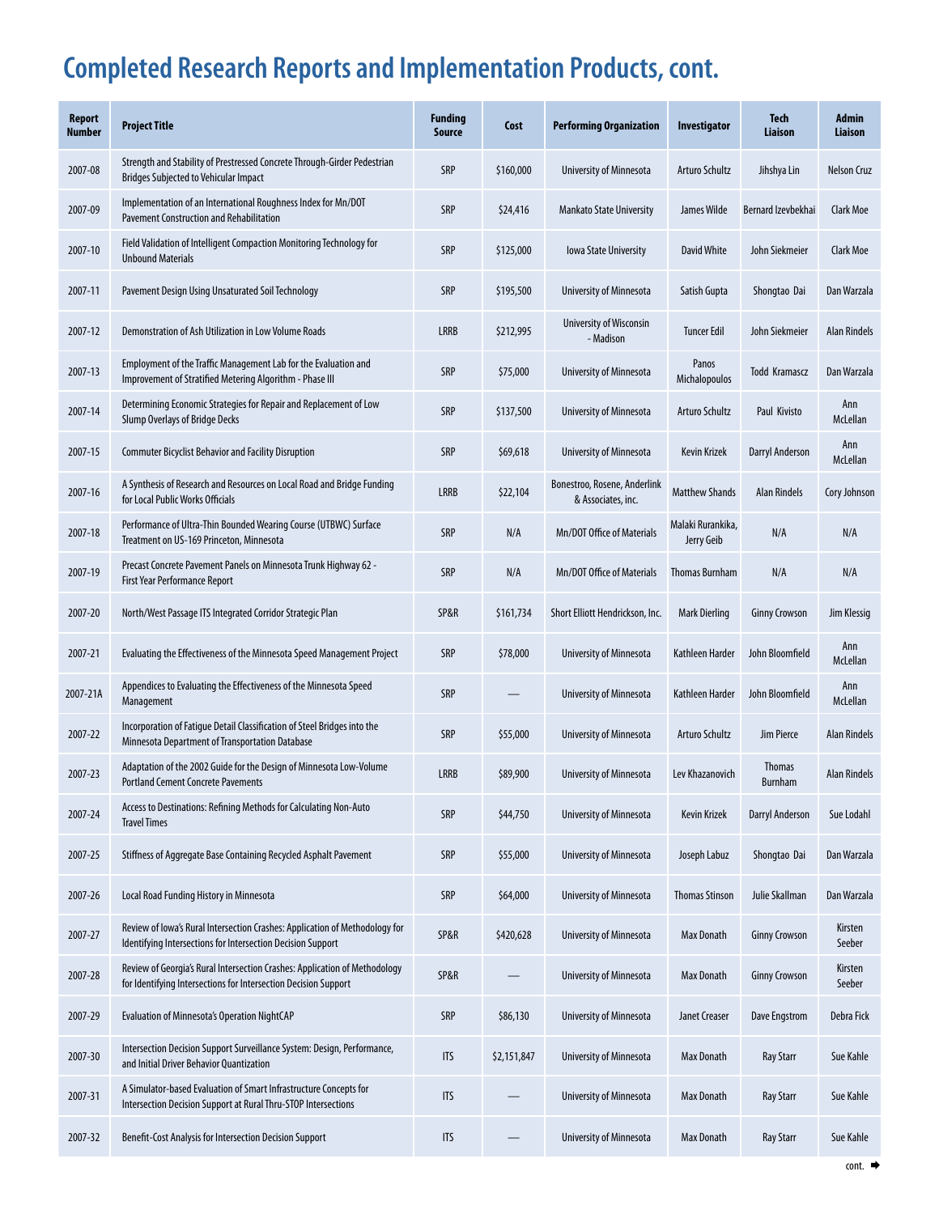# Completed Research Reports and Implementation Products, cont.

| Report Number | Project Title | Funding Source | Cost | Performing Organization | Investigator | Tech Liaison | Admin Liaison |
|---|---|---|---|---|---|---|---|
| 2007-08 | Strength and Stability of Prestressed Concrete Through-Girder Pedestrian Bridges Subjected to Vehicular Impact | SRP | $160,000 | University of Minnesota | Arturo Schultz | Jihshya Lin | Nelson Cruz |
| 2007-09 | Implementation of an International Roughness Index for Mn/DOT Pavement Construction and Rehabilitation | SRP | $24,416 | Mankato State University | James Wilde | Bernard Izevbekhai | Clark Moe |
| 2007-10 | Field Validation of Intelligent Compaction Monitoring Technology for Unbound Materials | SRP | $125,000 | Iowa State University | David White | John Siekmeier | Clark Moe |
| 2007-11 | Pavement Design Using Unsaturated Soil Technology | SRP | $195,500 | University of Minnesota | Satish Gupta | Shongtao Dai | Dan Warzala |
| 2007-12 | Demonstration of Ash Utilization in Low Volume Roads | LRRB | $212,995 | University of Wisconsin - Madison | Tuncer Edil | John Siekmeier | Alan Rindels |
| 2007-13 | Employment of the Traffic Management Lab for the Evaluation and Improvement of Stratified Metering Algorithm - Phase III | SRP | $75,000 | University of Minnesota | Panos Michalopoulos | Todd Kramascz | Dan Warzala |
| 2007-14 | Determining Economic Strategies for Repair and Replacement of Low Slump Overlays of Bridge Decks | SRP | $137,500 | University of Minnesota | Arturo Schultz | Paul Kivisto | Ann McLellan |
| 2007-15 | Commuter Bicyclist Behavior and Facility Disruption | SRP | $69,618 | University of Minnesota | Kevin Krizek | Darryl Anderson | Ann McLellan |
| 2007-16 | A Synthesis of Research and Resources on Local Road and Bridge Funding for Local Public Works Officials | LRRB | $22,104 | Bonestroo, Rosene, Anderlink & Associates, inc. | Matthew Shands | Alan Rindels | Cory Johnson |
| 2007-18 | Performance of Ultra-Thin Bounded Wearing Course (UTBWC) Surface Treatment on US-169 Princeton, Minnesota | SRP | N/A | Mn/DOT Office of Materials | Malaki Rurankika, Jerry Geib | N/A | N/A |
| 2007-19 | Precast Concrete Pavement Panels on Minnesota Trunk Highway 62 - First Year Performance Report | SRP | N/A | Mn/DOT Office of Materials | Thomas Burnham | N/A | N/A |
| 2007-20 | North/West Passage ITS Integrated Corridor Strategic Plan | SP&R | $161,734 | Short Elliott Hendrickson, Inc. | Mark Dierling | Ginny Crowson | Jim Klessig |
| 2007-21 | Evaluating the Effectiveness of the Minnesota Speed Management Project | SRP | $78,000 | University of Minnesota | Kathleen Harder | John Bloomfield | Ann McLellan |
| 2007-21A | Appendices to Evaluating the Effectiveness of the Minnesota Speed Management | SRP | — | University of Minnesota | Kathleen Harder | John Bloomfield | Ann McLellan |
| 2007-22 | Incorporation of Fatigue Detail Classification of Steel Bridges into the Minnesota Department of Transportation Database | SRP | $55,000 | University of Minnesota | Arturo Schultz | Jim Pierce | Alan Rindels |
| 2007-23 | Adaptation of the 2002 Guide for the Design of Minnesota Low-Volume Portland Cement Concrete Pavements | LRRB | $89,900 | University of Minnesota | Lev Khazanovich | Thomas Burnham | Alan Rindels |
| 2007-24 | Access to Destinations: Refining Methods for Calculating Non-Auto Travel Times | SRP | $44,750 | University of Minnesota | Kevin Krizek | Darryl Anderson | Sue Lodahl |
| 2007-25 | Stiffness of Aggregate Base Containing Recycled Asphalt Pavement | SRP | $55,000 | University of Minnesota | Joseph Labuz | Shongtao Dai | Dan Warzala |
| 2007-26 | Local Road Funding History in Minnesota | SRP | $64,000 | University of Minnesota | Thomas Stinson | Julie Skallman | Dan Warzala |
| 2007-27 | Review of Iowa's Rural Intersection Crashes: Application of Methodology for Identifying Intersections for Intersection Decision Support | SP&R | $420,628 | University of Minnesota | Max Donath | Ginny Crowson | Kirsten Seeber |
| 2007-28 | Review of Georgia's Rural Intersection Crashes: Application of Methodology for Identifying Intersections for Intersection Decision Support | SP&R | — | University of Minnesota | Max Donath | Ginny Crowson | Kirsten Seeber |
| 2007-29 | Evaluation of Minnesota's Operation NightCAP | SRP | $86,130 | University of Minnesota | Janet Creaser | Dave Engstrom | Debra Fick |
| 2007-30 | Intersection Decision Support Surveillance System: Design, Performance, and Initial Driver Behavior Quantization | ITS | $2,151,847 | University of Minnesota | Max Donath | Ray Starr | Sue Kahle |
| 2007-31 | A Simulator-based Evaluation of Smart Infrastructure Concepts for Intersection Decision Support at Rural Thru-STOP Intersections | ITS | — | University of Minnesota | Max Donath | Ray Starr | Sue Kahle |
| 2007-32 | Benefit-Cost Analysis for Intersection Decision Support | ITS | — | University of Minnesota | Max Donath | Ray Starr | Sue Kahle |

cont. ➡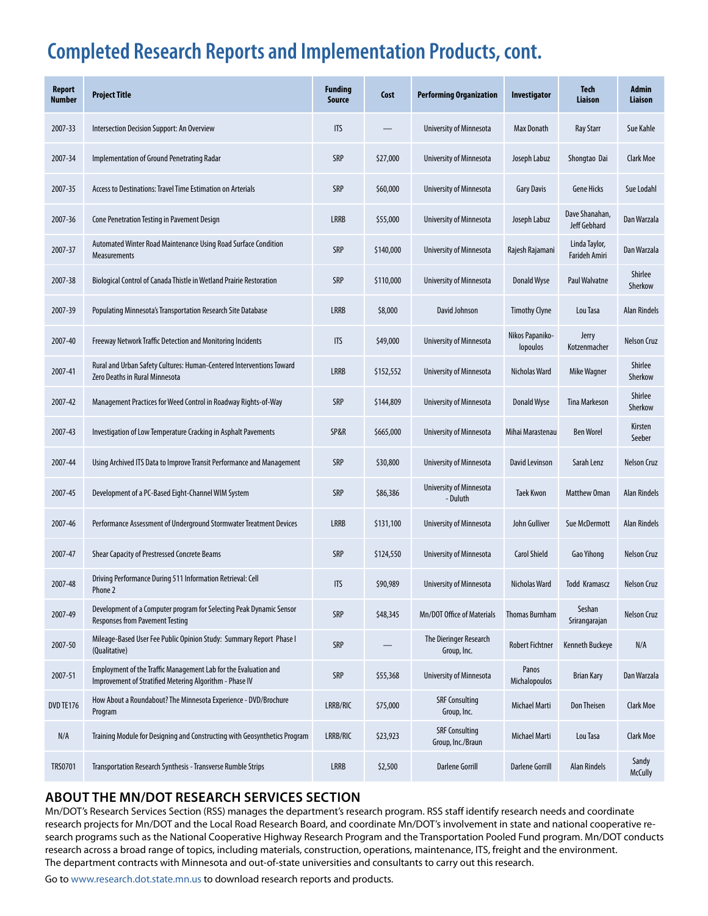# Completed Research Reports and Implementation Products, cont.

| Report Number | Project Title | Funding Source | Cost | Performing Organization | Investigator | Tech Liaison | Admin Liaison |
|---|---|---|---|---|---|---|---|
| 2007-33 | Intersection Decision Support: An Overview | ITS | — | University of Minnesota | Max Donath | Ray Starr | Sue Kahle |
| 2007-34 | Implementation of Ground Penetrating Radar | SRP | $27,000 | University of Minnesota | Joseph Labuz | Shongtao Dai | Clark Moe |
| 2007-35 | Access to Destinations: Travel Time Estimation on Arterials | SRP | $60,000 | University of Minnesota | Gary Davis | Gene Hicks | Sue Lodahl |
| 2007-36 | Cone Penetration Testing in Pavement Design | LRRB | $55,000 | University of Minnesota | Joseph Labuz | Dave Shanahan, Jeff Gebhard | Dan Warzala |
| 2007-37 | Automated Winter Road Maintenance Using Road Surface Condition Measurements | SRP | $140,000 | University of Minnesota | Rajesh Rajamani | Linda Taylor, Farideh Amiri | Dan Warzala |
| 2007-38 | Biological Control of Canada Thistle in Wetland Prairie Restoration | SRP | $110,000 | University of Minnesota | Donald Wyse | Paul Walvatne | Shirlee Sherkow |
| 2007-39 | Populating Minnesota's Transportation Research Site Database | LRRB | $8,000 | David Johnson | Timothy Clyne | Lou Tasa | Alan Rindels |
| 2007-40 | Freeway Network Traffic Detection and Monitoring Incidents | ITS | $49,000 | University of Minnesota | Nikos Papanikolopoulos | Jerry Kotzenmacher | Nelson Cruz |
| 2007-41 | Rural and Urban Safety Cultures: Human-Centered Interventions Toward Zero Deaths in Rural Minnesota | LRRB | $152,552 | University of Minnesota | Nicholas Ward | Mike Wagner | Shirlee Sherkow |
| 2007-42 | Management Practices for Weed Control in Roadway Rights-of-Way | SRP | $144,809 | University of Minnesota | Donald Wyse | Tina Markeson | Shirlee Sherkow |
| 2007-43 | Investigation of Low Temperature Cracking in Asphalt Pavements | SP&R | $665,000 | University of Minnesota | Mihai Marastenau | Ben Worel | Kirsten Seeber |
| 2007-44 | Using Archived ITS Data to Improve Transit Performance and Management | SRP | $30,800 | University of Minnesota | David Levinson | Sarah Lenz | Nelson Cruz |
| 2007-45 | Development of a PC-Based Eight-Channel WIM System | SRP | $86,386 | University of Minnesota - Duluth | Taek Kwon | Matthew Oman | Alan Rindels |
| 2007-46 | Performance Assessment of Underground Stormwater Treatment Devices | LRRB | $131,100 | University of Minnesota | John Gulliver | Sue McDermott | Alan Rindels |
| 2007-47 | Shear Capacity of Prestressed Concrete Beams | SRP | $124,550 | University of Minnesota | Carol Shield | Gao Yihong | Nelson Cruz |
| 2007-48 | Driving Performance During 511 Information Retrieval: Cell Phone 2 | ITS | $90,989 | University of Minnesota | Nicholas Ward | Todd Kramascz | Nelson Cruz |
| 2007-49 | Development of a Computer program for Selecting Peak Dynamic Sensor Responses from Pavement Testing | SRP | $48,345 | Mn/DOT Office of Materials | Thomas Burnham | Seshan Srirangarajan | Nelson Cruz |
| 2007-50 | Mileage-Based User Fee Public Opinion Study: Summary Report Phase I (Qualitative) | SRP | — | The Dieringer Research Group, Inc. | Robert Fichtner | Kenneth Buckeye | N/A |
| 2007-51 | Employment of the Traffic Management Lab for the Evaluation and Improvement of Stratified Metering Algorithm - Phase IV | SRP | $55,368 | University of Minnesota | Panos Michalopoulos | Brian Kary | Dan Warzala |
| DVD TE176 | How About a Roundabout? The Minnesota Experience - DVD/Brochure Program | LRRB/RIC | $75,000 | SRF Consulting Group, Inc. | Michael Marti | Don Theisen | Clark Moe |
| N/A | Training Module for Designing and Constructing with Geosynthetics Program | LRRB/RIC | $23,923 | SRF Consulting Group, Inc./Braun | Michael Marti | Lou Tasa | Clark Moe |
| TRS0701 | Transportation Research Synthesis - Transverse Rumble Strips | LRRB | $2,500 | Darlene Gorrill | Darlene Gorrill | Alan Rindels | Sandy McCully |

## ABOUT THE MN/DOT RESEARCH SERVICES SECTION

Mn/DOT's Research Services Section (RSS) manages the department's research program. RSS staff identify research needs and coordinate research projects for Mn/DOT and the Local Road Research Board, and coordinate Mn/DOT's involvement in state and national cooperative research programs such as the National Cooperative Highway Research Program and the Transportation Pooled Fund program. Mn/DOT conducts research across a broad range of topics, including materials, construction, operations, maintenance, ITS, freight and the environment. The department contracts with Minnesota and out-of-state universities and consultants to carry out this research.

Go to www.research.dot.state.mn.us to download research reports and products.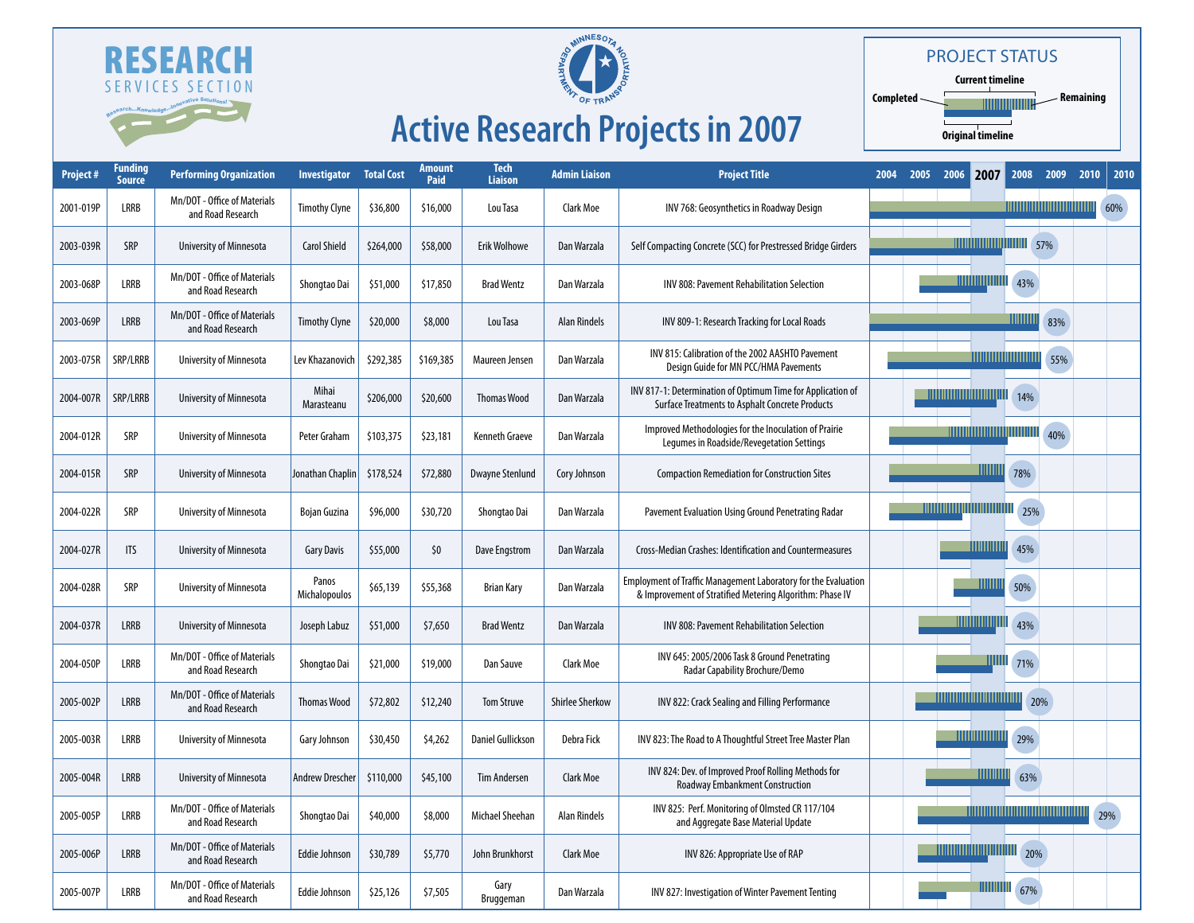# RESEARCH SERVICES SECTION

Research...Knowledge...Innovative Solutions!

# Active Research Projects in 2007

**PROJECT STATUS**

Completed — Current timeline — Remaining — Original timeline

| Project # | Funding Source | Performing Organization | Investigator | Total Cost | Amount Paid | Tech Liaison | Admin Liaison | Project Title | Status |
|---|---|---|---|---|---|---|---|---|---|
| 2001-019P | LRRB | Mn/DOT - Office of Materials and Road Research | Timothy Clyne | $36,800 | $16,000 | Lou Tasa | Clark Moe | INV 768: Geosynthetics in Roadway Design | 60% |
| 2003-039R | SRP | University of Minnesota | Carol Shield | $264,000 | $58,000 | Erik Wolhowe | Dan Warzala | Self Compacting Concrete (SCC) for Prestressed Bridge Girders | 57% |
| 2003-068P | LRRB | Mn/DOT - Office of Materials and Road Research | Shongtao Dai | $51,000 | $17,850 | Brad Wentz | Dan Warzala | INV 808: Pavement Rehabilitation Selection | 43% |
| 2003-069P | LRRB | Mn/DOT - Office of Materials and Road Research | Timothy Clyne | $20,000 | $8,000 | Lou Tasa | Alan Rindels | INV 809-1: Research Tracking for Local Roads | 83% |
| 2003-075R | SRP/LRRB | University of Minnesota | Lev Khazanovich | $292,385 | $169,385 | Maureen Jensen | Dan Warzala | INV 815: Calibration of the 2002 AASHTO Pavement Design Guide for MN PCC/HMA Pavements | 55% |
| 2004-007R | SRP/LRRB | University of Minnesota | Mihai Marasteanu | $206,000 | $20,600 | Thomas Wood | Dan Warzala | INV 817-1: Determination of Optimum Time for Application of Surface Treatments to Asphalt Concrete Products | 14% |
| 2004-012R | SRP | University of Minnesota | Peter Graham | $103,375 | $23,181 | Kenneth Graeve | Dan Warzala | Improved Methodologies for the Inoculation of Prairie Legumes in Roadside/Revegetation Settings | 40% |
| 2004-015R | SRP | University of Minnesota | Jonathan Chaplin | $178,524 | $72,880 | Dwayne Stenlund | Cory Johnson | Compaction Remediation for Construction Sites | 78% |
| 2004-022R | SRP | University of Minnesota | Bojan Guzina | $96,000 | $30,720 | Shongtao Dai | Dan Warzala | Pavement Evaluation Using Ground Penetrating Radar | 25% |
| 2004-027R | ITS | University of Minnesota | Gary Davis | $55,000 | $0 | Dave Engstrom | Dan Warzala | Cross-Median Crashes: Identification and Countermeasures | 45% |
| 2004-028R | SRP | University of Minnesota | Panos Michalopoulos | $65,139 | $55,368 | Brian Kary | Dan Warzala | Employment of Traffic Management Laboratory for the Evaluation & Improvement of Stratified Metering Algorithm: Phase IV | 50% |
| 2004-037R | LRRB | University of Minnesota | Joseph Labuz | $51,000 | $7,650 | Brad Wentz | Dan Warzala | INV 808: Pavement Rehabilitation Selection | 43% |
| 2004-050P | LRRB | Mn/DOT - Office of Materials and Road Research | Shongtao Dai | $21,000 | $19,000 | Dan Sauve | Clark Moe | INV 645: 2005/2006 Task 8 Ground Penetrating Radar Capability Brochure/Demo | 71% |
| 2005-002P | LRRB | Mn/DOT - Office of Materials and Road Research | Thomas Wood | $72,802 | $12,240 | Tom Struve | Shirlee Sherkow | INV 822: Crack Sealing and Filling Performance | 20% |
| 2005-003R | LRRB | University of Minnesota | Gary Johnson | $30,450 | $4,262 | Daniel Gullickson | Debra Fick | INV 823: The Road to A Thoughtful Street Tree Master Plan | 29% |
| 2005-004R | LRRB | University of Minnesota | Andrew Drescher | $110,000 | $45,100 | Tim Andersen | Clark Moe | INV 824: Dev. of Improved Proof Rolling Methods for Roadway Embankment Construction | 63% |
| 2005-005P | LRRB | Mn/DOT - Office of Materials and Road Research | Shongtao Dai | $40,000 | $8,000 | Michael Sheehan | Alan Rindels | INV 825: Perf. Monitoring of Olmsted CR 117/104 and Aggregate Base Material Update | 29% |
| 2005-006P | LRRB | Mn/DOT - Office of Materials and Road Research | Eddie Johnson | $30,789 | $5,770 | John Brunkhorst | Clark Moe | INV 826: Appropriate Use of RAP | 20% |
| 2005-007P | LRRB | Mn/DOT - Office of Materials and Road Research | Eddie Johnson | $25,126 | $7,505 | Gary Bruggeman | Dan Warzala | INV 827: Investigation of Winter Pavement Tenting | 67% |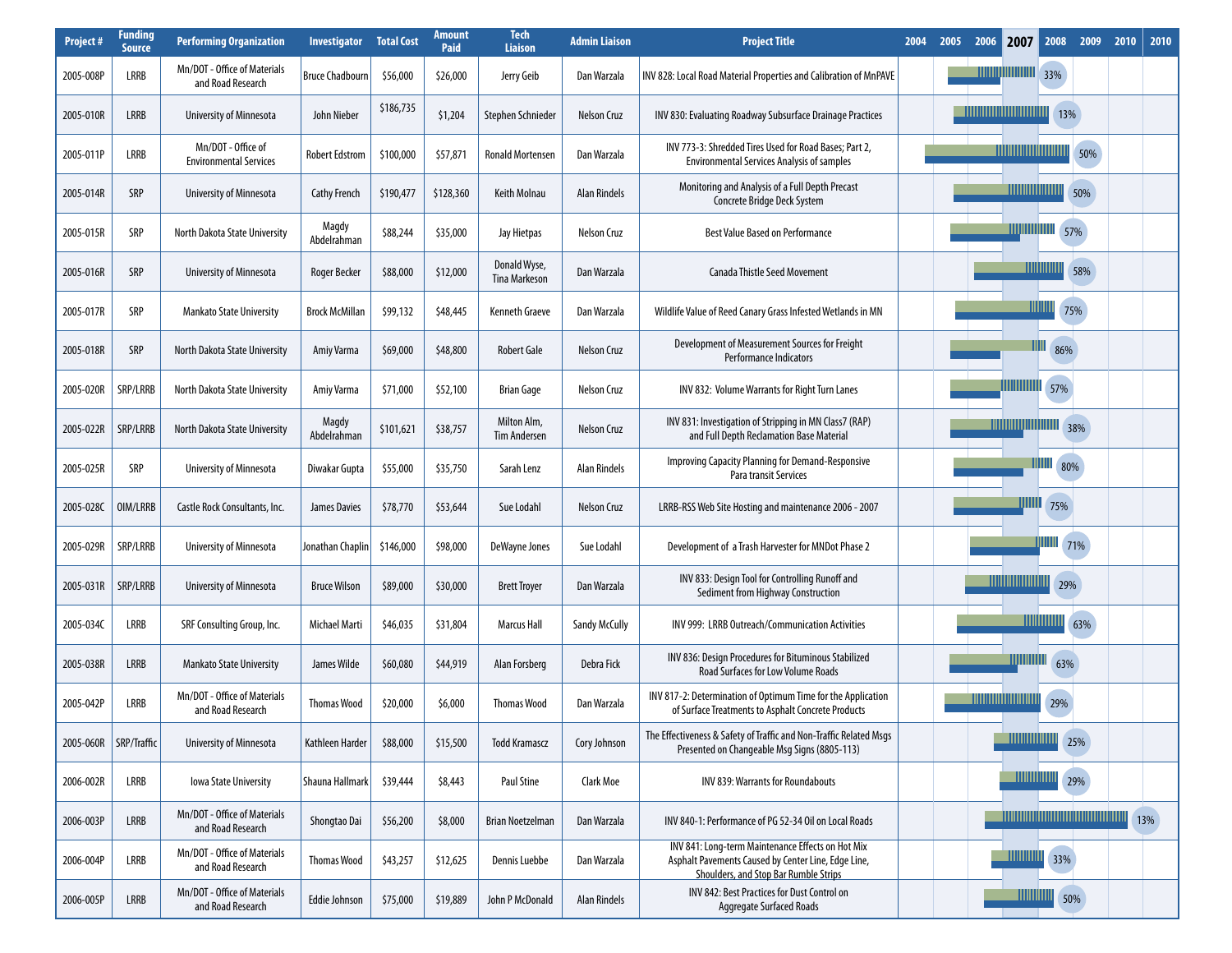| Project # | Funding Source | Performing Organization | Investigator | Total Cost | Amount Paid | Tech Liaison | Admin Liaison | Project Title | 2004 | 2005 | 2006 | 2007 | 2008 | 2009 | 2010 | 2010 |
|---|---|---|---|---|---|---|---|---|---|---|---|---|---|---|---|---|
| 2005-008P | LRRB | Mn/DOT - Office of Materials and Road Research | Bruce Chadbourn | $56,000 | $26,000 | Jerry Geib | Dan Warzala | INV 828: Local Road Material Properties and Calibration of MnPAVE | | | | | 33% | | | |
| 2005-010R | LRRB | University of Minnesota | John Nieber | $186,735 | $1,204 | Stephen Schneider | Nelson Cruz | INV 830: Evaluating Roadway Subsurface Drainage Practices | | | | | 13% | | | |
| 2005-011P | LRRB | Mn/DOT - Office of Environmental Services | Robert Edstrom | $100,000 | $57,871 | Ronald Mortensen | Dan Warzala | INV 773-3: Shredded Tires Used for Road Bases; Part 2, Environmental Services Analysis of samples | | | | | | 50% | | |
| 2005-014R | SRP | University of Minnesota | Cathy French | $190,477 | $128,360 | Keith Molnau | Alan Rindels | Monitoring and Analysis of a Full Depth Precast Concrete Bridge Deck System | | | | | 50% | | | |
| 2005-015R | SRP | North Dakota State University | Magdy Abdelrahman | $88,244 | $35,000 | Jay Hietpas | Nelson Cruz | Best Value Based on Performance | | | | | 57% | | | |
| 2005-016R | SRP | University of Minnesota | Roger Becker | $88,000 | $12,000 | Donald Wyse, Tina Markeson | Dan Warzala | Canada Thistle Seed Movement | | | | | 58% | | | |
| 2005-017R | SRP | Mankato State University | Brock McMillan | $99,132 | $48,445 | Kenneth Graeve | Dan Warzala | Wildlife Value of Reed Canary Grass Infested Wetlands in MN | | | | | 75% | | | |
| 2005-018R | SRP | North Dakota State University | Amiy Varma | $69,000 | $48,800 | Robert Gale | Nelson Cruz | Development of Measurement Sources for Freight Performance Indicators | | | | | 86% | | | |
| 2005-020R | SRP/LRRB | North Dakota State University | Amiy Varma | $71,000 | $52,100 | Brian Gage | Nelson Cruz | INV 832: Volume Warrants for Right Turn Lanes | | | | | 57% | | | |
| 2005-022R | SRP/LRRB | North Dakota State University | Magdy Abdelrahman | $101,621 | $38,757 | Milton Alm, Tim Andersen | Nelson Cruz | INV 831: Investigation of Stripping in MN Class7 (RAP) and Full Depth Reclamation Base Material | | | | | 38% | | | |
| 2005-025R | SRP | University of Minnesota | Diwakar Gupta | $55,000 | $35,750 | Sarah Lenz | Alan Rindels | Improving Capacity Planning for Demand-Responsive Para transit Services | | | | | 80% | | | |
| 2005-028C | OIM/LRRB | Castle Rock Consultants, Inc. | James Davies | $78,770 | $53,644 | Sue Lodahl | Nelson Cruz | LRRB-RSS Web Site Hosting and maintenance 2006 - 2007 | | | | | 75% | | | |
| 2005-029R | SRP/LRRB | University of Minnesota | Jonathan Chaplin | $146,000 | $98,000 | DeWayne Jones | Sue Lodahl | Development of a Trash Harvester for MNDot Phase 2 | | | | | 71% | | | |
| 2005-031R | SRP/LRRB | University of Minnesota | Bruce Wilson | $89,000 | $30,000 | Brett Troyer | Dan Warzala | INV 833: Design Tool for Controlling Runoff and Sediment from Highway Construction | | | | | 29% | | | |
| 2005-034C | LRRB | SRF Consulting Group, Inc. | Michael Marti | $46,035 | $31,804 | Marcus Hall | Sandy McCully | INV 999: LRRB Outreach/Communication Activities | | | | | 63% | | | |
| 2005-038R | LRRB | Mankato State University | James Wilde | $60,080 | $44,919 | Alan Forsberg | Debra Fick | INV 836: Design Procedures for Bituminous Stabilized Road Surfaces for Low Volume Roads | | | | | 63% | | | |
| 2005-042P | LRRB | Mn/DOT - Office of Materials and Road Research | Thomas Wood | $20,000 | $6,000 | Thomas Wood | Dan Warzala | INV 817-2: Determination of Optimum Time for the Application of Surface Treatments to Asphalt Concrete Products | | | | | 29% | | | |
| 2005-060R | SRP/Traffic | University of Minnesota | Kathleen Harder | $88,000 | $15,500 | Todd Kramascz | Cory Johnson | The Effectiveness & Safety of Traffic and Non-Traffic Related Msgs Presented on Changeable Msg Signs (8805-113) | | | | | 25% | | | |
| 2006-002R | LRRB | Iowa State University | Shauna Hallmark | $39,444 | $8,443 | Paul Stine | Clark Moe | INV 839: Warrants for Roundabouts | | | | | 29% | | | |
| 2006-003P | LRRB | Mn/DOT - Office of Materials and Road Research | Shongtao Dai | $56,200 | $8,000 | Brian Noetzelman | Dan Warzala | INV 840-1: Performance of PG 52-34 Oil on Local Roads | | | | | | | 13% | |
| 2006-004P | LRRB | Mn/DOT - Office of Materials and Road Research | Thomas Wood | $43,257 | $12,625 | Dennis Luebbe | Dan Warzala | INV 841: Long-term Maintenance Effects on Hot Mix Asphalt Pavements Caused by Center Line, Edge Line, Shoulders, and Stop Bar Rumble Strips | | | | | 33% | | | |
| 2006-005P | LRRB | Mn/DOT - Office of Materials and Road Research | Eddie Johnson | $75,000 | $19,889 | John P McDonald | Alan Rindels | INV 842: Best Practices for Dust Control on Aggregate Surfaced Roads | | | | | 50% | | | |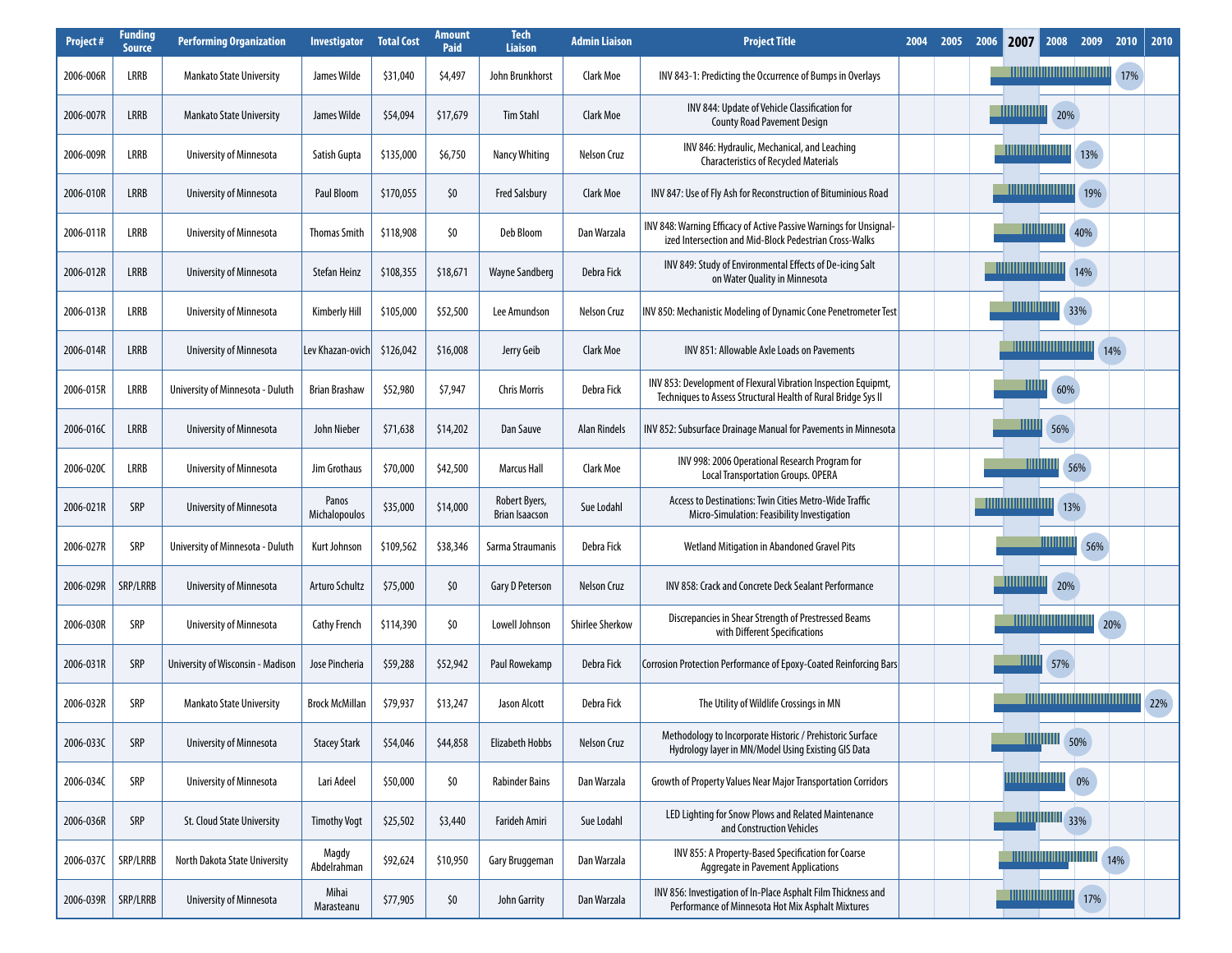| Project # | Funding Source | Performing Organization | Investigator | Total Cost | Amount Paid | Tech Liaison | Admin Liaison | Project Title | 2004 | 2005 | 2006 | 2007 | 2008 | 2009 | 2010 | 2010 |
|---|---|---|---|---|---|---|---|---|---|---|---|---|---|---|---|---|
| 2006-006R | LRRB | Mankato State University | James Wilde | $31,040 | $4,497 | John Brunkhorst | Clark Moe | INV 843-1: Predicting the Occurrence of Bumps in Overlays | | | | | | | 17% | |
| 2006-007R | LRRB | Mankato State University | James Wilde | $54,094 | $17,679 | Tim Stahl | Clark Moe | INV 844: Update of Vehicle Classification for County Road Pavement Design | | | | | 20% | | | |
| 2006-009R | LRRB | University of Minnesota | Satish Gupta | $135,000 | $6,750 | Nancy Whiting | Nelson Cruz | INV 846: Hydraulic, Mechanical, and Leaching Characteristics of Recycled Materials | | | | | | 13% | | |
| 2006-010R | LRRB | University of Minnesota | Paul Bloom | $170,055 | $0 | Fred Salsbury | Clark Moe | INV 847: Use of Fly Ash for Reconstruction of Bituminious Road | | | | | | 19% | | |
| 2006-011R | LRRB | University of Minnesota | Thomas Smith | $118,908 | $0 | Deb Bloom | Dan Warzala | INV 848: Warning Efficacy of Active Passive Warnings for Unsignalized Intersection and Mid-Block Pedestrian Cross-Walks | | | | | 40% | | | |
| 2006-012R | LRRB | University of Minnesota | Stefan Heinz | $108,355 | $18,671 | Wayne Sandberg | Debra Fick | INV 849: Study of Environmental Effects of De-icing Salt on Water Quality in Minnesota | | | | | 14% | | | |
| 2006-013R | LRRB | University of Minnesota | Kimberly Hill | $105,000 | $52,500 | Lee Amundson | Nelson Cruz | INV 850: Mechanistic Modeling of Dynamic Cone Penetrometer Test | | | | | 33% | | | |
| 2006-014R | LRRB | University of Minnesota | Lev Khazan-ovich | $126,042 | $16,008 | Jerry Geib | Clark Moe | INV 851: Allowable Axle Loads on Pavements | | | | | | 14% | | |
| 2006-015R | LRRB | University of Minnesota - Duluth | Brian Brashaw | $52,980 | $7,947 | Chris Morris | Debra Fick | INV 853: Development of Flexural Vibration Inspection Equipmt, Techniques to Assess Structural Health of Rural Bridge Sys II | | | | | 60% | | | |
| 2006-016C | LRRB | University of Minnesota | John Nieber | $71,638 | $14,202 | Dan Sauve | Alan Rindels | INV 852: Subsurface Drainage Manual for Pavements in Minnesota | | | | 56% | | | | |
| 2006-020C | LRRB | University of Minnesota | Jim Grothaus | $70,000 | $42,500 | Marcus Hall | Clark Moe | INV 998: 2006 Operational Research Program for Local Transportation Groups. OPERA | | | | | 56% | | | |
| 2006-021R | SRP | University of Minnesota | Panos Michalopoulos | $35,000 | $14,000 | Robert Byers, Brian Isaacson | Sue Lodahl | Access to Destinations: Twin Cities Metro-Wide Traffic Micro-Simulation: Feasibility Investigation | | | | | 13% | | | |
| 2006-027R | SRP | University of Minnesota - Duluth | Kurt Johnson | $109,562 | $38,346 | Sarma Straumanis | Debra Fick | Wetland Mitigation in Abandoned Gravel Pits | | | | | | 56% | | |
| 2006-029R | SRP/LRRB | University of Minnesota | Arturo Schultz | $75,000 | $0 | Gary D Peterson | Nelson Cruz | INV 858: Crack and Concrete Deck Sealant Performance | | | | | 20% | | | |
| 2006-030R | SRP | University of Minnesota | Cathy French | $114,390 | $0 | Lowell Johnson | Shirlee Sherkow | Discrepancies in Shear Strength of Prestressed Beams with Different Specifications | | | | | | 20% | | |
| 2006-031R | SRP | University of Wisconsin - Madison | Jose Pincheria | $59,288 | $52,942 | Paul Rowekamp | Debra Fick | Corrosion Protection Performance of Epoxy-Coated Reinforcing Bars | | | | | 57% | | | |
| 2006-032R | SRP | Mankato State University | Brock McMillan | $79,937 | $13,247 | Jason Alcott | Debra Fick | The Utility of Wildlife Crossings in MN | | | | | | | | 22% |
| 2006-033C | SRP | University of Minnesota | Stacey Stark | $54,046 | $44,858 | Elizabeth Hobbs | Nelson Cruz | Methodology to Incorporate Historic / Prehistoric Surface Hydrology layer in MN/Model Using Existing GIS Data | | | | | 50% | | | |
| 2006-034C | SRP | University of Minnesota | Lari Adeel | $50,000 | $0 | Rabinder Bains | Dan Warzala | Growth of Property Values Near Major Transportation Corridors | | | | | 0% | | | |
| 2006-036R | SRP | St. Cloud State University | Timothy Vogt | $25,502 | $3,440 | Farideh Amiri | Sue Lodahl | LED Lighting for Snow Plows and Related Maintenance and Construction Vehicles | | | | | 33% | | | |
| 2006-037C | SRP/LRRB | North Dakota State University | Magdy Abdelrahman | $92,624 | $10,950 | Gary Bruggeman | Dan Warzala | INV 855: A Property-Based Specification for Coarse Aggregate in Pavement Applications | | | | | | 14% | | |
| 2006-039R | SRP/LRRB | University of Minnesota | Mihai Marasteanu | $77,905 | $0 | John Garrity | Dan Warzala | INV 856: Investigation of In-Place Asphalt Film Thickness and Performance of Minnesota Hot Mix Asphalt Mixtures | | | | | | 17% | | |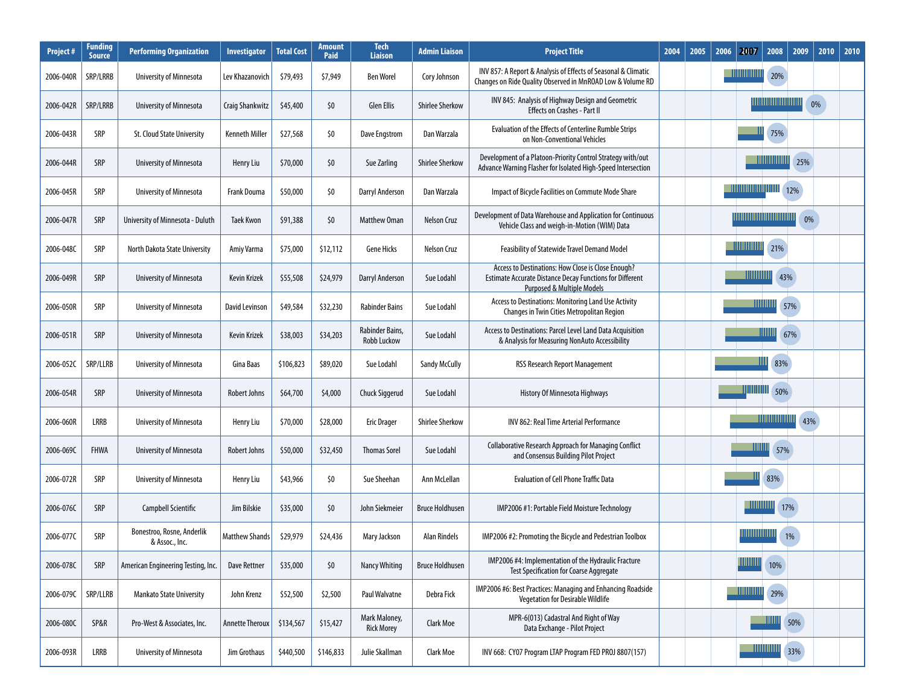| Project # | Funding Source | Performing Organization | Investigator | Total Cost | Amount Paid | Tech Liaison | Admin Liaison | Project Title | 2004 | 2005 | 2006 | 2007 | 2008 | 2009 | 2010 | 2010 |
|---|---|---|---|---|---|---|---|---|---|---|---|---|---|---|---|---|
| 2006-040R | SRP/LRRB | University of Minnesota | Lev Khazanovich | $79,493 | $7,949 | Ben Worel | Cory Johnson | INV 857: A Report & Analysis of Effects of Seasonal & Climatic Changes on Ride Quality Observed in MnROAD Low & Volume RD | | | | | 20% | | | |
| 2006-042R | SRP/LRRB | University of Minnesota | Craig Shankwitz | $45,400 | $0 | Glen Ellis | Shirlee Sherkow | INV 845: Analysis of Highway Design and Geometric Effects on Crashes - Part II | | | | | | 0% | | |
| 2006-043R | SRP | St. Cloud State University | Kenneth Miller | $27,568 | $0 | Dave Engstrom | Dan Warzala | Evaluation of the Effects of Centerline Rumble Strips on Non-Conventional Vehicles | | | | | 75% | | | |
| 2006-044R | SRP | University of Minnesota | Henry Liu | $70,000 | $0 | Sue Zarling | Shirlee Sherkow | Development of a Platoon-Priority Control Strategy with/out Advance Warning Flasher for Isolated High-Speed Intersection | | | | | | 25% | | |
| 2006-045R | SRP | University of Minnesota | Frank Douma | $50,000 | $0 | Darryl Anderson | Dan Warzala | Impact of Bicycle Facilities on Commute Mode Share | | | | | 12% | | | |
| 2006-047R | SRP | University of Minnesota - Duluth | Taek Kwon | $91,388 | $0 | Matthew Oman | Nelson Cruz | Development of Data Warehouse and Application for Continuous Vehicle Class and weigh-in-Motion (WIM) Data | | | | | | 0% | | |
| 2006-048C | SRP | North Dakota State University | Amiy Varma | $75,000 | $12,112 | Gene Hicks | Nelson Cruz | Feasibility of Statewide Travel Demand Model | | | | | 21% | | | |
| 2006-049R | SRP | University of Minnesota | Kevin Krizek | $55,508 | $24,979 | Darryl Anderson | Sue Lodahl | Access to Destinations: How Close is Close Enough? Estimate Accurate Distance Decay Functions for Different Purposed & Multiple Models | | | | | 43% | | | |
| 2006-050R | SRP | University of Minnesota | David Levinson | $49,584 | $32,230 | Rabinder Bains | Sue Lodahl | Access to Destinations: Monitoring Land Use Activity Changes in Twin Cities Metropolitan Region | | | | | 57% | | | |
| 2006-051R | SRP | University of Minnesota | Kevin Krizek | $38,003 | $34,203 | Rabinder Bains, Robb Luckow | Sue Lodahl | Access to Destinations: Parcel Level Land Data Acquisition & Analysis for Measuring NonAuto Accessibility | | | | | 67% | | | |
| 2006-052C | SRP/LLRB | University of Minnesota | Gina Baas | $106,823 | $89,020 | Sue Lodahl | Sandy McCully | RSS Research Report Management | | | | | 83% | | | |
| 2006-054R | SRP | University of Minnesota | Robert Johns | $64,700 | $4,000 | Chuck Siggerud | Sue Lodahl | History Of Minnesota Highways | | | | | 50% | | | |
| 2006-060R | LRRB | University of Minnesota | Henry Liu | $70,000 | $28,000 | Eric Drager | Shirlee Sherkow | INV 862: Real Time Arterial Performance | | | | | | 43% | | |
| 2006-069C | FHWA | University of Minnesota | Robert Johns | $50,000 | $32,450 | Thomas Sorel | Sue Lodahl | Collaborative Research Approach for Managing Conflict and Consensus Building Pilot Project | | | | | 57% | | | |
| 2006-072R | SRP | University of Minnesota | Henry Liu | $43,966 | $0 | Sue Sheehan | Ann McLellan | Evaluation of Cell Phone Traffic Data | | | | | 83% | | | |
| 2006-076C | SRP | Campbell Scientific | Jim Bilskie | $35,000 | $0 | John Siekmeier | Bruce Holdhusen | IMP2006 #1: Portable Field Moisture Technology | | | | | 17% | | | |
| 2006-077C | SRP | Bonestroo, Rosne, Anderlik & Assoc., Inc. | Matthew Shands | $29,979 | $24,436 | Mary Jackson | Alan Rindels | IMP2006 #2: Promoting the Bicycle and Pedestrian Toolbox | | | | | 1% | | | |
| 2006-078C | SRP | American Engineering Testing, Inc. | Dave Rettner | $35,000 | $0 | Nancy Whiting | Bruce Holdhusen | IMP2006 #4: Implementation of the Hydraulic Fracture Test Specification for Coarse Aggregate | | | | | 10% | | | |
| 2006-079C | SRP/LLRB | Mankato State University | John Krenz | $52,500 | $2,500 | Paul Walvatne | Debra Fick | IMP2006 #6: Best Practices: Managing and Enhancing Roadside Vegetation for Desirable Wildlife | | | | | 29% | | | |
| 2006-080C | SP&R | Pro-West & Associates, Inc. | Annette Theroux | $134,567 | $15,427 | Mark Maloney, Rick Morey | Clark Moe | MPR-6(013) Cadastral And Right of Way Data Exchange - Pilot Project | | | | | 50% | | | |
| 2006-093R | LRRB | University of Minnesota | Jim Grothaus | $440,500 | $146,833 | Julie Skallman | Clark Moe | INV 668: CY07 Program LTAP Program FED PROJ 8807(157) | | | | | 33% | | | |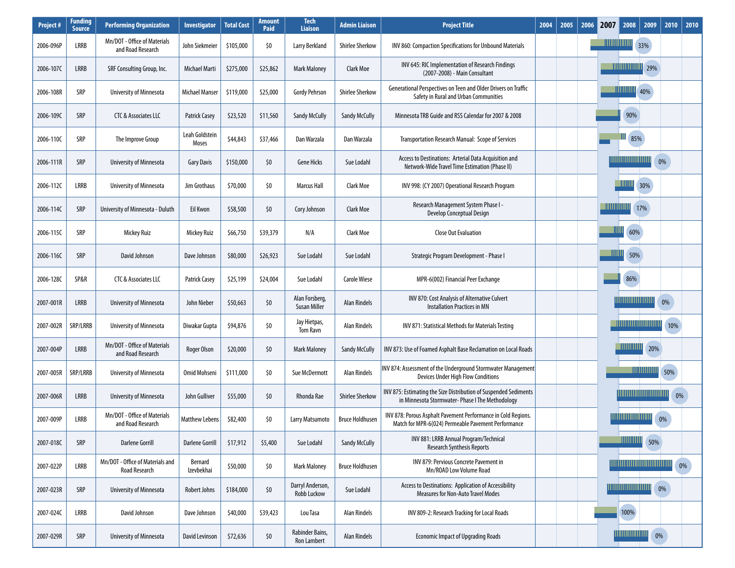| Project # | Funding Source | Performing Organization | Investigator | Total Cost | Amount Paid | Tech Liaison | Admin Liaison | Project Title | 2004 | 2005 | 2006 | 2007 | 2008 | 2009 | 2010 | 2010 |
|---|---|---|---|---|---|---|---|---|---|---|---|---|---|---|---|---|
| 2006-096P | LRRB | Mn/DOT - Office of Materials and Road Research | John Siekmeier | $105,000 | $0 | Larry Berkland | Shirlee Sherkow | INV 860: Compaction Specifications for Unbound Materials | | | | | 33% | | | |
| 2006-107C | LRRB | SRF Consulting Group, Inc. | Michael Marti | $275,000 | $25,862 | Mark Maloney | Clark Moe | INV 645: RIC Implementation of Research Findings (2007-2008) - Main Consultant | | | | | 29% | | | |
| 2006-108R | SRP | University of Minnesota | Michael Manser | $119,000 | $25,000 | Gordy Pehrson | Shirlee Sherkow | Generational Perspectives on Teen and Older Drivers on Traffic Safety in Rural and Urban Communities | | | | | 40% | | | |
| 2006-109C | SRP | CTC & Associates LLC | Patrick Casey | $23,520 | $11,560 | Sandy McCully | Sandy McCully | Minnesota TRB Guide and RSS Calendar for 2007 & 2008 | | | | | 90% | | | |
| 2006-110C | SRP | The Improve Group | Leah Goldstein Moses | $44,843 | $37,466 | Dan Warzala | Dan Warzala | Transportation Research Manual: Scope of Services | | | | | 85% | | | |
| 2006-111R | SRP | University of Minnesota | Gary Davis | $150,000 | $0 | Gene Hicks | Sue Lodahl | Access to Destinations: Arterial Data Acquisition and Network-Wide Travel Time Estimation (Phase II) | | | | | | 0% | | |
| 2006-112C | LRRB | University of Minnesota | Jim Grothaus | $70,000 | $0 | Marcus Hall | Clark Moe | INV 998: (CY 2007) Operational Research Program | | | | | 30% | | | |
| 2006-114C | SRP | University of Minnesota - Duluth | Eil Kwon | $58,500 | $0 | Cory Johnson | Clark Moe | Research Management System Phase I - Develop Conceptual Design | | | | | 17% | | | |
| 2006-115C | SRP | Mickey Ruiz | Mickey Ruiz | $66,750 | $39,379 | N/A | Clark Moe | Close Out Evaluation | | | | | 60% | | | |
| 2006-116C | SRP | David Johnson | Dave Johnson | $80,000 | $26,923 | Sue Lodahl | Sue Lodahl | Strategic Program Development - Phase I | | | | | 50% | | | |
| 2006-128C | SP&R | CTC & Associates LLC | Patrick Casey | $25,199 | $24,004 | Sue Lodahl | Carole Wiese | MPR-6(002) Financial Peer Exchange | | | | | 86% | | | |
| 2007-001R | LRRB | University of Minnesota | John Nieber | $50,663 | $0 | Alan Forsberg, Susan Miller | Alan Rindels | INV 870: Cost Analysis of Alternative Culvert Installation Practices in MN | | | | | | 0% | | |
| 2007-002R | SRP/LRRB | University of Minnesota | Diwakar Gupta | $94,876 | $0 | Jay Hietpas, Tom Ravn | Alan Rindels | INV 871: Statistical Methods for Materials Testing | | | | | | 10% | | |
| 2007-004P | LRRB | Mn/DOT - Office of Materials and Road Research | Roger Olson | $20,000 | $0 | Mark Maloney | Sandy McCully | INV 873: Use of Foamed Asphalt Base Reclamation on Local Roads | | | | | | 20% | | |
| 2007-005R | SRP/LRRB | University of Minnesota | Omid Mohseni | $111,000 | $0 | Sue McDermott | Alan Rindels | INV 874: Assessment of the Underground Stormwater Management Devices Under High Flow Conditions | | | | | | 50% | | |
| 2007-006R | LRRB | University of Minnesota | John Gulliver | $55,000 | $0 | Rhonda Rae | Shirlee Sherkow | INV 875: Estimating the Size Distribution of Suspended Sediments in Minnesota Stormwater- Phase I The Methodology | | | | | | | 0% | |
| 2007-009P | LRRB | Mn/DOT - Office of Materials and Road Research | Matthew Lebens | $82,400 | $0 | Larry Matsumoto | Bruce Holdhusen | INV 878: Porous Asphalt Pavement Performance in Cold Regions. Match for MPR-6(024) Permeable Pavement Performance | | | | | | 0% | | |
| 2007-018C | SRP | Darlene Gorrill | Darlene Gorrill | $17,912 | $5,400 | Sue Lodahl | Sandy McCully | INV 881: LRRB Annual Program/Technical Research Synthesis Reports | | | | | | 50% | | |
| 2007-022P | LRRB | Mn/DOT - Office of Materials and Road Research | Bernard Izevbekhai | $50,000 | $0 | Mark Maloney | Bruce Holdhusen | INV 879: Pervious Concrete Pavement in Mn/ROAD Low Volume Road | | | | | | | 0% | |
| 2007-023R | SRP | University of Minnesota | Robert Johns | $184,000 | $0 | Darryl Anderson, Robb Luckow | Sue Lodahl | Access to Destinations: Application of Accessibility Measures for Non-Auto Travel Modes | | | | | | 0% | | |
| 2007-024C | LRRB | David Johnson | Dave Johnson | $40,000 | $39,423 | Lou Tasa | Alan Rindels | INV 809-2: Research Tracking for Local Roads | | | | | 100% | | | |
| 2007-029R | SRP | University of Minnesota | David Levinson | $72,636 | $0 | Rabinder Bains, Ron Lambert | Alan Rindels | Economic Impact of Upgrading Roads | | | | | | 0% | | |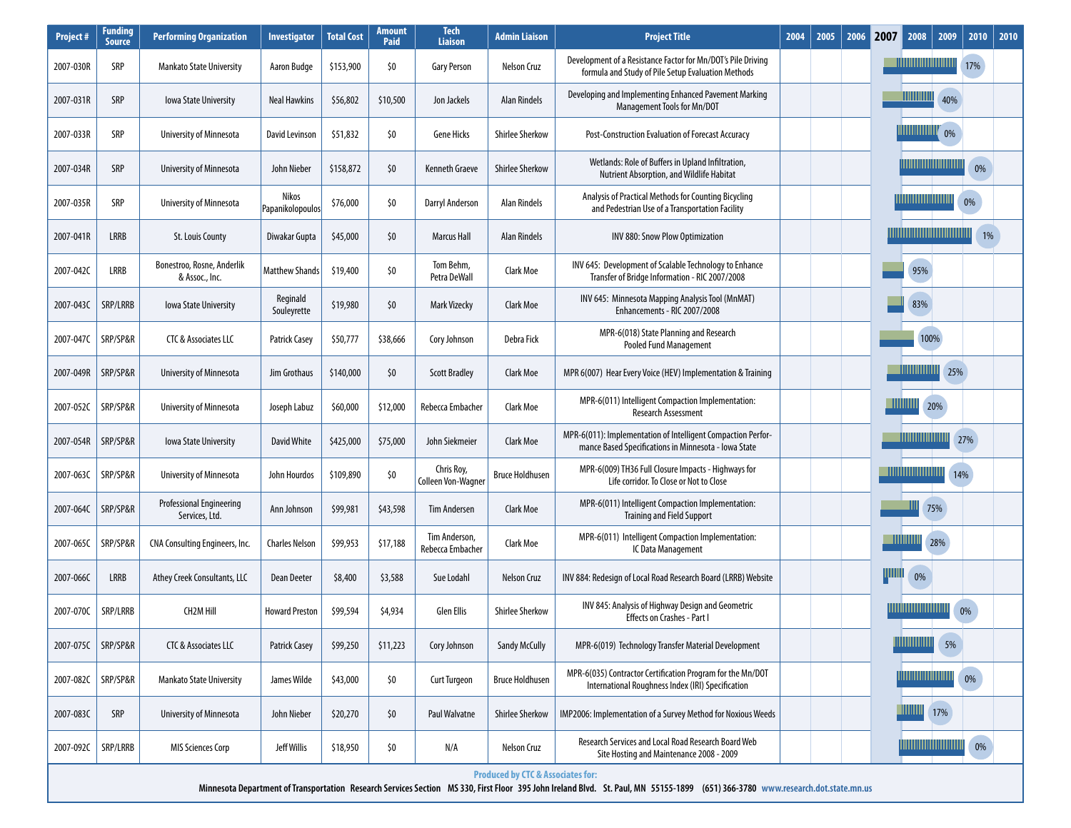| Project # | Funding Source | Performing Organization | Investigator | Total Cost | Amount Paid | Tech Liaison | Admin Liaison | Project Title | 2004 | 2005 | 2006 | 2007 | 2008 | 2009 | 2010 | 2010 |
|---|---|---|---|---|---|---|---|---|---|---|---|---|---|---|---|---|
| 2007-030R | SRP | Mankato State University | Aaron Budge | $153,900 | $0 | Gary Person | Nelson Cruz | Development of a Resistance Factor for Mn/DOT's Pile Driving formula and Study of Pile Setup Evaluation Methods | | | | | | | 17% | |
| 2007-031R | SRP | Iowa State University | Neal Hawkins | $56,802 | $10,500 | Jon Jackels | Alan Rindels | Developing and Implementing Enhanced Pavement Marking Management Tools for Mn/DOT | | | | | | 40% | | |
| 2007-033R | SRP | University of Minnesota | David Levinson | $51,832 | $0 | Gene Hicks | Shirlee Sherkow | Post-Construction Evaluation of Forecast Accuracy | | | | | | 0% | | |
| 2007-034R | SRP | University of Minnesota | John Nieber | $158,872 | $0 | Kenneth Graeve | Shirlee Sherkow | Wetlands: Role of Buffers in Upland Infiltration, Nutrient Absorption, and Wildlife Habitat | | | | | | | 0% | |
| 2007-035R | SRP | University of Minnesota | Nikos Papanikolopoulos | $76,000 | $0 | Darryl Anderson | Alan Rindels | Analysis of Practical Methods for Counting Bicycling and Pedestrian Use of a Transportation Facility | | | | | | 0% | | |
| 2007-041R | LRRB | St. Louis County | Diwakar Gupta | $45,000 | $0 | Marcus Hall | Alan Rindels | INV 880: Snow Plow Optimization | | | | | | | 1% | |
| 2007-042C | LRRB | Bonestroo, Rosne, Anderlik & Assoc., Inc. | Matthew Shands | $19,400 | $0 | Tom Behm, Petra DeWall | Clark Moe | INV 645: Development of Scalable Technology to Enhance Transfer of Bridge Information - RIC 2007/2008 | | | | | 95% | | | |
| 2007-043C | SRP/LRRB | Iowa State University | Reginald Souleyrette | $19,980 | $0 | Mark Vizecky | Clark Moe | INV 645: Minnesota Mapping Analysis Tool (MnMAT) Enhancements - RIC 2007/2008 | | | | | 83% | | | |
| 2007-047C | SRP/SP&R | CTC & Associates LLC | Patrick Casey | $50,777 | $38,666 | Cory Johnson | Debra Fick | MPR-6(018) State Planning and Research Pooled Fund Management | | | | | 100% | | | |
| 2007-049R | SRP/SP&R | University of Minnesota | Jim Grothaus | $140,000 | $0 | Scott Bradley | Clark Moe | MPR 6(007) Hear Every Voice (HEV) Implementation & Training | | | | | | 25% | | |
| 2007-052C | SRP/SP&R | University of Minnesota | Joseph Labuz | $60,000 | $12,000 | Rebecca Embacher | Clark Moe | MPR-6(011) Intelligent Compaction Implementation: Research Assessment | | | | | 20% | | | |
| 2007-054R | SRP/SP&R | Iowa State University | David White | $425,000 | $75,000 | John Siekmeier | Clark Moe | MPR-6(011): Implementation of Intelligent Compaction Performance Based Specifications in Minnesota - Iowa State | | | | | | 27% | | |
| 2007-063C | SRP/SP&R | University of Minnesota | John Hourdos | $109,890 | $0 | Chris Roy, Colleen Von-Wagner | Bruce Holdhusen | MPR-6(009) TH36 Full Closure Impacts - Highways for Life corridor. To Close or Not to Close | | | | | | 14% | | |
| 2007-064C | SRP/SP&R | Professional Engineering Services, Ltd. | Ann Johnson | $99,981 | $43,598 | Tim Andersen | Clark Moe | MPR-6(011) Intelligent Compaction Implementation: Training and Field Support | | | | | 75% | | | |
| 2007-065C | SRP/SP&R | CNA Consulting Engineers, Inc. | Charles Nelson | $99,953 | $17,188 | Tim Anderson, Rebecca Embacher | Clark Moe | MPR-6(011) Intelligent Compaction Implementation: IC Data Management | | | | | 28% | | | |
| 2007-066C | LRRB | Athey Creek Consultants, LLC | Dean Deeter | $8,400 | $3,588 | Sue Lodahl | Nelson Cruz | INV 884: Redesign of Local Road Research Board (LRRB) Website | | | | | 0% | | | |
| 2007-070C | SRP/LRRB | CH2M Hill | Howard Preston | $99,594 | $4,934 | Glen Ellis | Shirlee Sherkow | INV 845: Analysis of Highway Design and Geometric Effects on Crashes - Part I | | | | | | | 0% | |
| 2007-075C | SRP/SP&R | CTC & Associates LLC | Patrick Casey | $99,250 | $11,223 | Cory Johnson | Sandy McCully | MPR-6(019) Technology Transfer Material Development | | | | | | 5% | | |
| 2007-082C | SRP/SP&R | Mankato State University | James Wilde | $43,000 | $0 | Curt Turgeon | Bruce Holdhusen | MPR-6(035) Contractor Certification Program for the Mn/DOT International Roughness Index (IRI) Specification | | | | | | 0% | | |
| 2007-083C | SRP | University of Minnesota | John Nieber | $20,270 | $0 | Paul Walvatne | Shirlee Sherkow | IMP2006: Implementation of a Survey Method for Noxious Weeds | | | | | 17% | | | |
| 2007-092C | SRP/LRRB | MIS Sciences Corp | Jeff Willis | $18,950 | $0 | N/A | Nelson Cruz | Research Services and Local Road Research Board Web Site Hosting and Maintenance 2008 - 2009 | | | | | | | 0% | |

**Produced by CTC & Associates for:**

Minnesota Department of Transportation Research Services Section MS 330, First Floor 395 John Ireland Blvd. St. Paul, MN 55155-1899 (651) 366-3780 www.research.dot.state.mn.us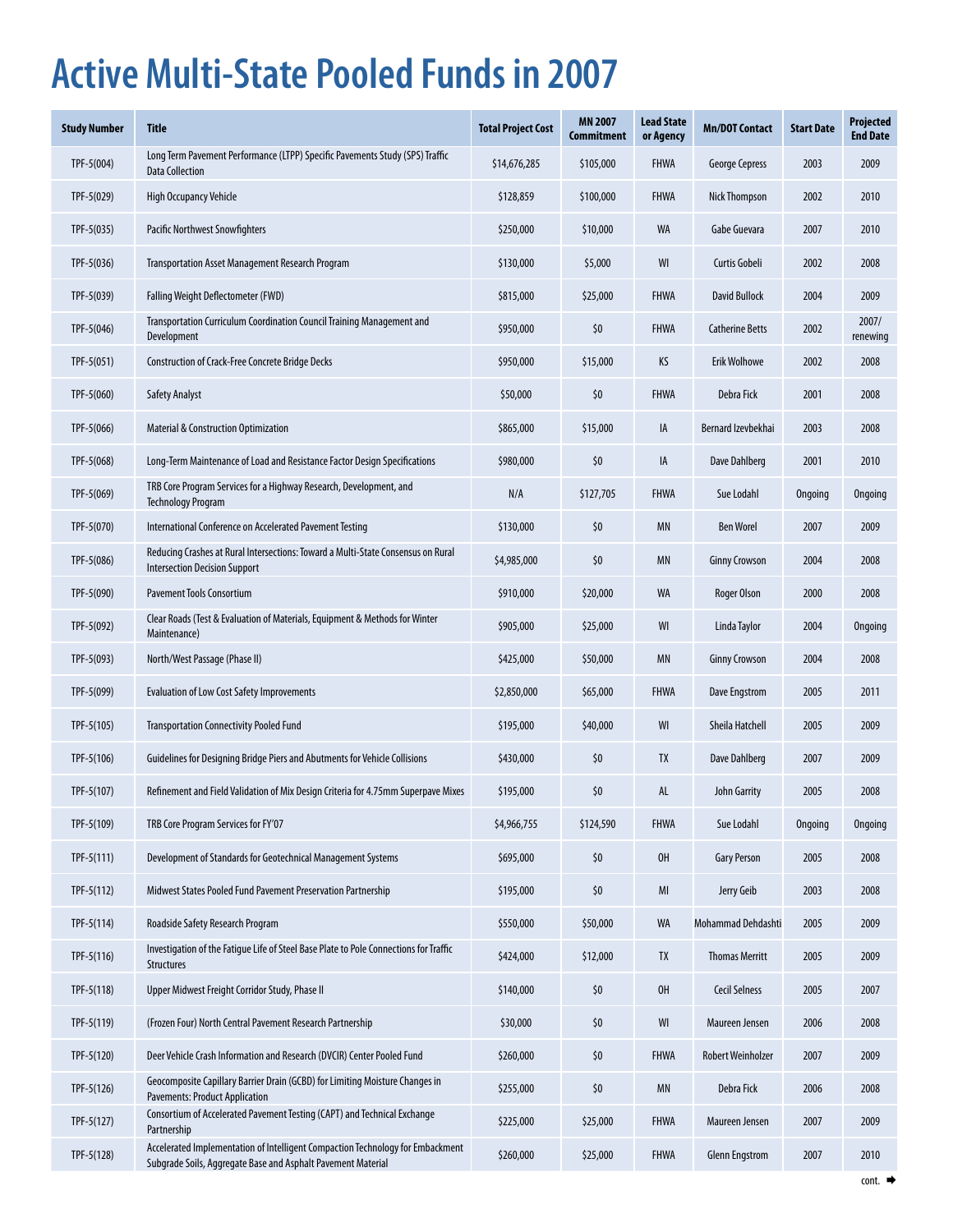# Active Multi-State Pooled Funds in 2007

| Study Number | Title | Total Project Cost | MN 2007 Commitment | Lead State or Agency | Mn/DOT Contact | Start Date | Projected End Date |
|---|---|---|---|---|---|---|---|
| TPF-5(004) | Long Term Pavement Performance (LTPP) Specific Pavements Study (SPS) Traffic Data Collection | $14,676,285 | $105,000 | FHWA | George Cepress | 2003 | 2009 |
| TPF-5(029) | High Occupancy Vehicle | $128,859 | $100,000 | FHWA | Nick Thompson | 2002 | 2010 |
| TPF-5(035) | Pacific Northwest Snowfighters | $250,000 | $10,000 | WA | Gabe Guevara | 2007 | 2010 |
| TPF-5(036) | Transportation Asset Management Research Program | $130,000 | $5,000 | WI | Curtis Gobeli | 2002 | 2008 |
| TPF-5(039) | Falling Weight Deflectometer (FWD) | $815,000 | $25,000 | FHWA | David Bullock | 2004 | 2009 |
| TPF-5(046) | Transportation Curriculum Coordination Council Training Management and Development | $950,000 | $0 | FHWA | Catherine Betts | 2002 | 2007/ renewing |
| TPF-5(051) | Construction of Crack-Free Concrete Bridge Decks | $950,000 | $15,000 | KS | Erik Wolhowe | 2002 | 2008 |
| TPF-5(060) | Safety Analyst | $50,000 | $0 | FHWA | Debra Fick | 2001 | 2008 |
| TPF-5(066) | Material & Construction Optimization | $865,000 | $15,000 | IA | Bernard Izevbekhai | 2003 | 2008 |
| TPF-5(068) | Long-Term Maintenance of Load and Resistance Factor Design Specifications | $980,000 | $0 | IA | Dave Dahlberg | 2001 | 2010 |
| TPF-5(069) | TRB Core Program Services for a Highway Research, Development, and Technology Program | N/A | $127,705 | FHWA | Sue Lodahl | Ongoing | Ongoing |
| TPF-5(070) | International Conference on Accelerated Pavement Testing | $130,000 | $0 | MN | Ben Worel | 2007 | 2009 |
| TPF-5(086) | Reducing Crashes at Rural Intersections: Toward a Multi-State Consensus on Rural Intersection Decision Support | $4,985,000 | $0 | MN | Ginny Crowson | 2004 | 2008 |
| TPF-5(090) | Pavement Tools Consortium | $910,000 | $20,000 | WA | Roger Olson | 2000 | 2008 |
| TPF-5(092) | Clear Roads (Test & Evaluation of Materials, Equipment & Methods for Winter Maintenance) | $905,000 | $25,000 | WI | Linda Taylor | 2004 | Ongoing |
| TPF-5(093) | North/West Passage (Phase II) | $425,000 | $50,000 | MN | Ginny Crowson | 2004 | 2008 |
| TPF-5(099) | Evaluation of Low Cost Safety Improvements | $2,850,000 | $65,000 | FHWA | Dave Engstrom | 2005 | 2011 |
| TPF-5(105) | Transportation Connectivity Pooled Fund | $195,000 | $40,000 | WI | Sheila Hatchell | 2005 | 2009 |
| TPF-5(106) | Guidelines for Designing Bridge Piers and Abutments for Vehicle Collisions | $430,000 | $0 | TX | Dave Dahlberg | 2007 | 2009 |
| TPF-5(107) | Refinement and Field Validation of Mix Design Criteria for 4.75mm Superpave Mixes | $195,000 | $0 | AL | John Garrity | 2005 | 2008 |
| TPF-5(109) | TRB Core Program Services for FY'07 | $4,966,755 | $124,590 | FHWA | Sue Lodahl | Ongoing | Ongoing |
| TPF-5(111) | Development of Standards for Geotechnical Management Systems | $695,000 | $0 | OH | Gary Person | 2005 | 2008 |
| TPF-5(112) | Midwest States Pooled Fund Pavement Preservation Partnership | $195,000 | $0 | MI | Jerry Geib | 2003 | 2008 |
| TPF-5(114) | Roadside Safety Research Program | $550,000 | $50,000 | WA | Mohammad Dehdashti | 2005 | 2009 |
| TPF-5(116) | Investigation of the Fatigue Life of Steel Base Plate to Pole Connections for Traffic Structures | $424,000 | $12,000 | TX | Thomas Merritt | 2005 | 2009 |
| TPF-5(118) | Upper Midwest Freight Corridor Study, Phase II | $140,000 | $0 | OH | Cecil Selness | 2005 | 2007 |
| TPF-5(119) | (Frozen Four) North Central Pavement Research Partnership | $30,000 | $0 | WI | Maureen Jensen | 2006 | 2008 |
| TPF-5(120) | Deer Vehicle Crash Information and Research (DVCIR) Center Pooled Fund | $260,000 | $0 | FHWA | Robert Weinholzer | 2007 | 2009 |
| TPF-5(126) | Geocomposite Capillary Barrier Drain (GCBD) for Limiting Moisture Changes in Pavements: Product Application | $255,000 | $0 | MN | Debra Fick | 2006 | 2008 |
| TPF-5(127) | Consortium of Accelerated Pavement Testing (CAPT) and Technical Exchange Partnership | $225,000 | $25,000 | FHWA | Maureen Jensen | 2007 | 2009 |
| TPF-5(128) | Accelerated Implementation of Intelligent Compaction Technology for Embackment Subgrade Soils, Aggregate Base and Asphalt Pavement Material | $260,000 | $25,000 | FHWA | Glenn Engstrom | 2007 | 2010 |

cont. ➡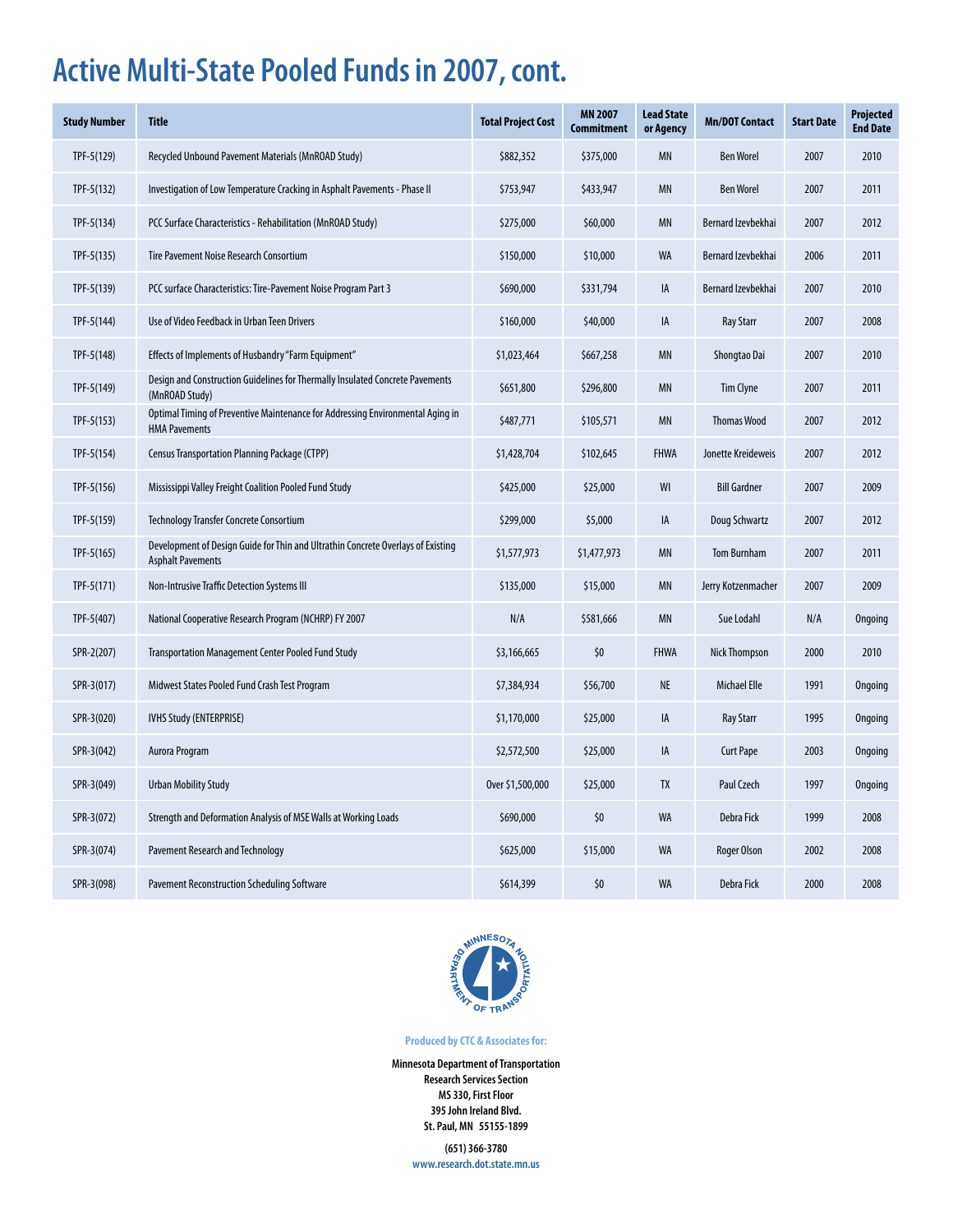# Active Multi-State Pooled Funds in 2007, cont.

| Study Number | Title | Total Project Cost | MN 2007 Commitment | Lead State or Agency | Mn/DOT Contact | Start Date | Projected End Date |
|---|---|---|---|---|---|---|---|
| TPF-5(129) | Recycled Unbound Pavement Materials (MnROAD Study) | $882,352 | $375,000 | MN | Ben Worel | 2007 | 2010 |
| TPF-5(132) | Investigation of Low Temperature Cracking in Asphalt Pavements - Phase II | $753,947 | $433,947 | MN | Ben Worel | 2007 | 2011 |
| TPF-5(134) | PCC Surface Characteristics - Rehabilitation (MnROAD Study) | $275,000 | $60,000 | MN | Bernard Izevbekhai | 2007 | 2012 |
| TPF-5(135) | Tire Pavement Noise Research Consortium | $150,000 | $10,000 | WA | Bernard Izevbekhai | 2006 | 2011 |
| TPF-5(139) | PCC surface Characteristics: Tire-Pavement Noise Program Part 3 | $690,000 | $331,794 | IA | Bernard Izevbekhai | 2007 | 2010 |
| TPF-5(144) | Use of Video Feedback in Urban Teen Drivers | $160,000 | $40,000 | IA | Ray Starr | 2007 | 2008 |
| TPF-5(148) | Effects of Implements of Husbandry "Farm Equipment" | $1,023,464 | $667,258 | MN | Shongtao Dai | 2007 | 2010 |
| TPF-5(149) | Design and Construction Guidelines for Thermally Insulated Concrete Pavements (MnROAD Study) | $651,800 | $296,800 | MN | Tim Clyne | 2007 | 2011 |
| TPF-5(153) | Optimal Timing of Preventive Maintenance for Addressing Environmental Aging in HMA Pavements | $487,771 | $105,571 | MN | Thomas Wood | 2007 | 2012 |
| TPF-5(154) | Census Transportation Planning Package (CTPP) | $1,428,704 | $102,645 | FHWA | Jonette Kreideweis | 2007 | 2012 |
| TPF-5(156) | Mississippi Valley Freight Coalition Pooled Fund Study | $425,000 | $25,000 | WI | Bill Gardner | 2007 | 2009 |
| TPF-5(159) | Technology Transfer Concrete Consortium | $299,000 | $5,000 | IA | Doug Schwartz | 2007 | 2012 |
| TPF-5(165) | Development of Design Guide for Thin and Ultrathin Concrete Overlays of Existing Asphalt Pavements | $1,577,973 | $1,477,973 | MN | Tom Burnham | 2007 | 2011 |
| TPF-5(171) | Non-Intrusive Traffic Detection Systems III | $135,000 | $15,000 | MN | Jerry Kotzenmacher | 2007 | 2009 |
| TPF-5(407) | National Cooperative Research Program (NCHRP) FY 2007 | N/A | $581,666 | MN | Sue Lodahl | N/A | Ongoing |
| SPR-2(207) | Transportation Management Center Pooled Fund Study | $3,166,665 | $0 | FHWA | Nick Thompson | 2000 | 2010 |
| SPR-3(017) | Midwest States Pooled Fund Crash Test Program | $7,384,934 | $56,700 | NE | Michael Elle | 1991 | Ongoing |
| SPR-3(020) | IVHS Study (ENTERPRISE) | $1,170,000 | $25,000 | IA | Ray Starr | 1995 | Ongoing |
| SPR-3(042) | Aurora Program | $2,572,500 | $25,000 | IA | Curt Pape | 2003 | Ongoing |
| SPR-3(049) | Urban Mobility Study | Over $1,500,000 | $25,000 | TX | Paul Czech | 1997 | Ongoing |
| SPR-3(072) | Strength and Deformation Analysis of MSE Walls at Working Loads | $690,000 | $0 | WA | Debra Fick | 1999 | 2008 |
| SPR-3(074) | Pavement Research and Technology | $625,000 | $15,000 | WA | Roger Olson | 2002 | 2008 |
| SPR-3(098) | Pavement Reconstruction Scheduling Software | $614,399 | $0 | WA | Debra Fick | 2000 | 2008 |

MINNESOTA DEPARTMENT OF TRANSPORTATION

**Produced by CTC & Associates for:**

**Minnesota Department of Transportation**
**Research Services Section**
**MS 330, First Floor**
**395 John Ireland Blvd.**
**St. Paul, MN 55155-1899**

**(651) 366-3780**
**www.research.dot.state.mn.us**